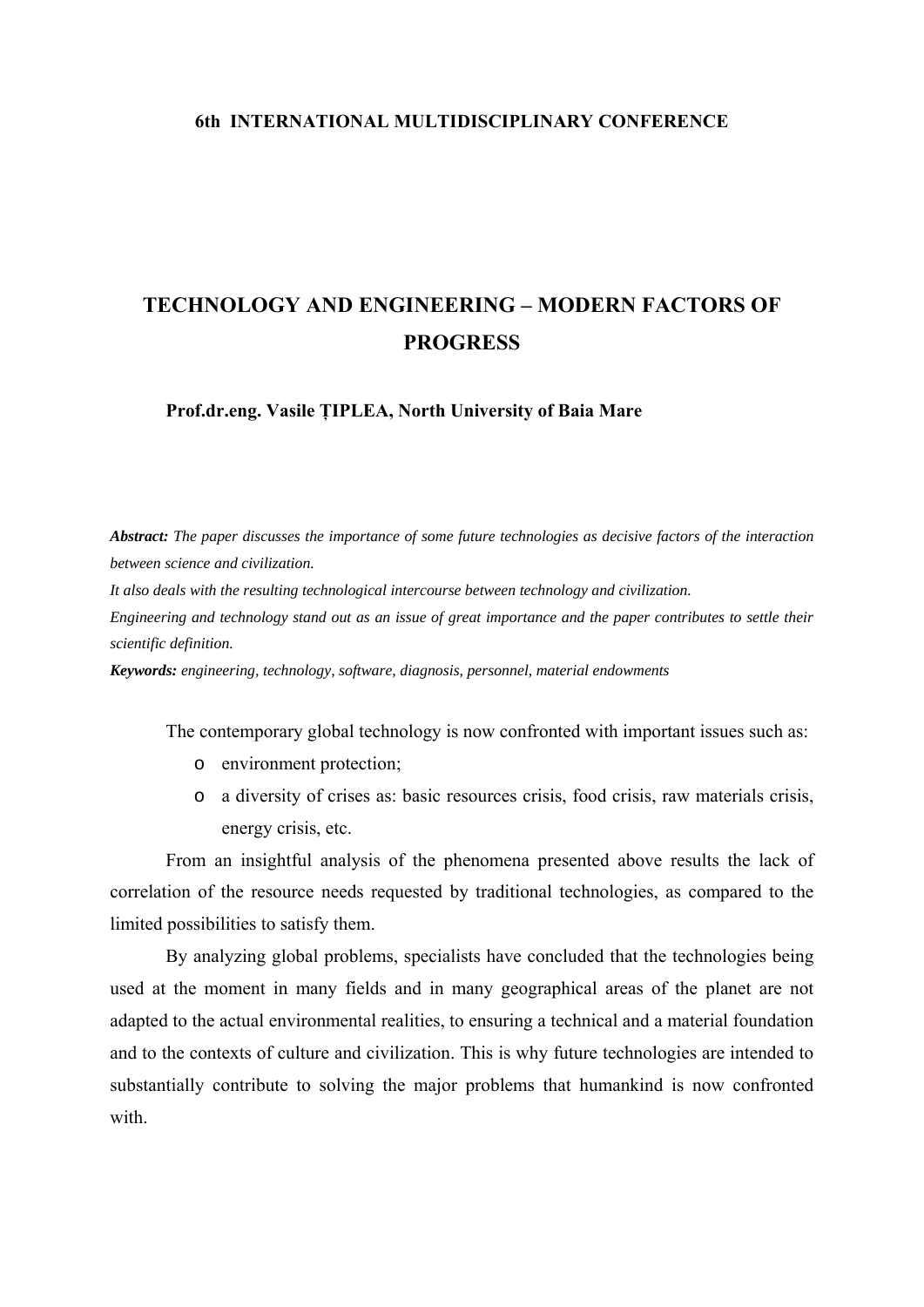**6th INTERNATIONAL MULTIDISCIPLINARY CONFERENCE**

# TECHNOLOGY AND ENGINEERING – MODERN FACTORS OF PROGRESS

**Prof.dr.eng. Vasile ȚIPLEA, North University of Baia Mare**

***Abstract:*** *The paper discusses the importance of some future technologies as decisive factors of the interaction between science and civilization.*

*It also deals with the resulting technological intercourse between technology and civilization.*

*Engineering and technology stand out as an issue of great importance and the paper contributes to settle their scientific definition.*

***Keywords:*** *engineering, technology, software, diagnosis, personnel, material endowments*

The contemporary global technology is now confronted with important issues such as:

- environment protection;
- a diversity of crises as: basic resources crisis, food crisis, raw materials crisis, energy crisis, etc.

From an insightful analysis of the phenomena presented above results the lack of correlation of the resource needs requested by traditional technologies, as compared to the limited possibilities to satisfy them.

By analyzing global problems, specialists have concluded that the technologies being used at the moment in many fields and in many geographical areas of the planet are not adapted to the actual environmental realities, to ensuring a technical and a material foundation and to the contexts of culture and civilization. This is why future technologies are intended to substantially contribute to solving the major problems that humankind is now confronted with.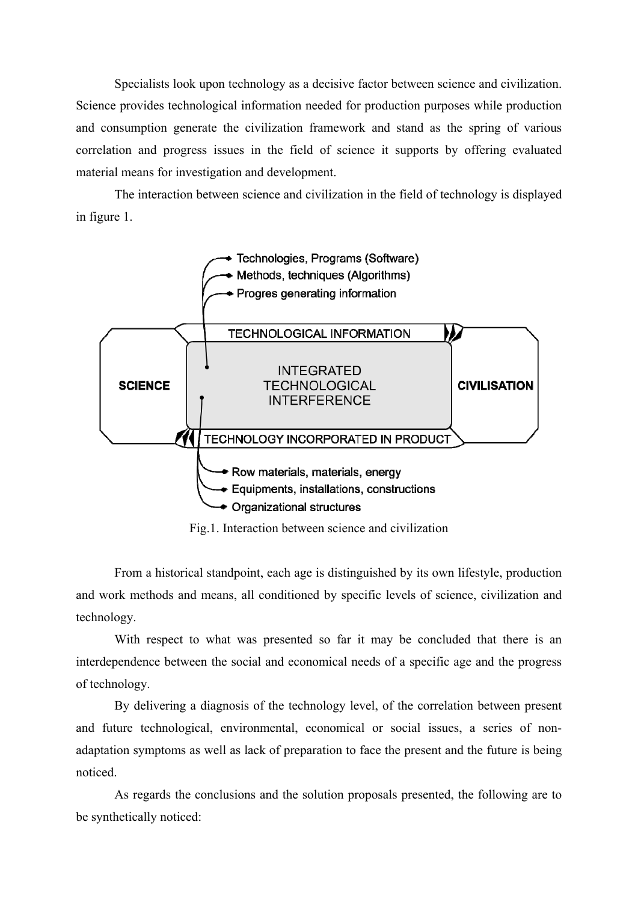Specialists look upon technology as a decisive factor between science and civilization. Science provides technological information needed for production purposes while production and consumption generate the civilization framework and stand as the spring of various correlation and progress issues in the field of science it supports by offering evaluated material means for investigation and development.

The interaction between science and civilization in the field of technology is displayed in figure 1.

Fig.1. Interaction between science and civilization

From a historical standpoint, each age is distinguished by its own lifestyle, production and work methods and means, all conditioned by specific levels of science, civilization and technology.

With respect to what was presented so far it may be concluded that there is an interdependence between the social and economical needs of a specific age and the progress of technology.

By delivering a diagnosis of the technology level, of the correlation between present and future technological, environmental, economical or social issues, a series of non-adaptation symptoms as well as lack of preparation to face the present and the future is being noticed.

As regards the conclusions and the solution proposals presented, the following are to be synthetically noticed: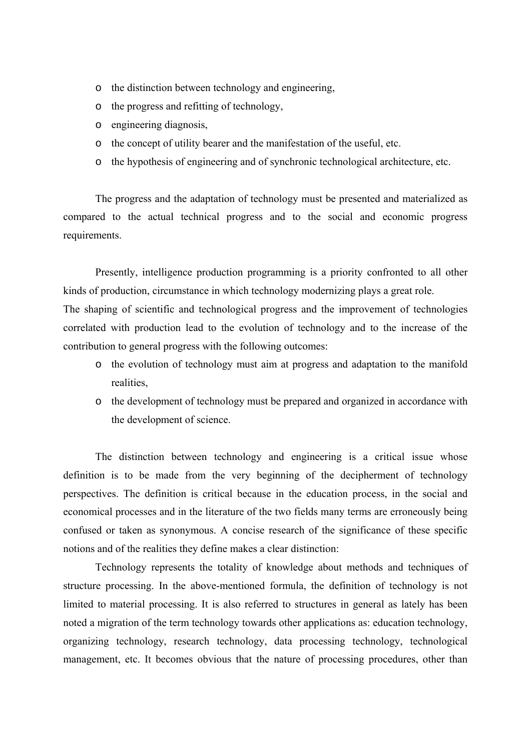- the distinction between technology and engineering,
- the progress and refitting of technology,
- engineering diagnosis,
- the concept of utility bearer and the manifestation of the useful, etc.
- the hypothesis of engineering and of synchronic technological architecture, etc.

The progress and the adaptation of technology must be presented and materialized as compared to the actual technical progress and to the social and economic progress requirements.

Presently, intelligence production programming is a priority confronted to all other kinds of production, circumstance in which technology modernizing plays a great role.
The shaping of scientific and technological progress and the improvement of technologies correlated with production lead to the evolution of technology and to the increase of the contribution to general progress with the following outcomes:

- the evolution of technology must aim at progress and adaptation to the manifold realities,
- the development of technology must be prepared and organized in accordance with the development of science.

The distinction between technology and engineering is a critical issue whose definition is to be made from the very beginning of the decipherment of technology perspectives. The definition is critical because in the education process, in the social and economical processes and in the literature of the two fields many terms are erroneously being confused or taken as synonymous. A concise research of the significance of these specific notions and of the realities they define makes a clear distinction:

Technology represents the totality of knowledge about methods and techniques of structure processing. In the above-mentioned formula, the definition of technology is not limited to material processing. It is also referred to structures in general as lately has been noted a migration of the term technology towards other applications as: education technology, organizing technology, research technology, data processing technology, technological management, etc. It becomes obvious that the nature of processing procedures, other than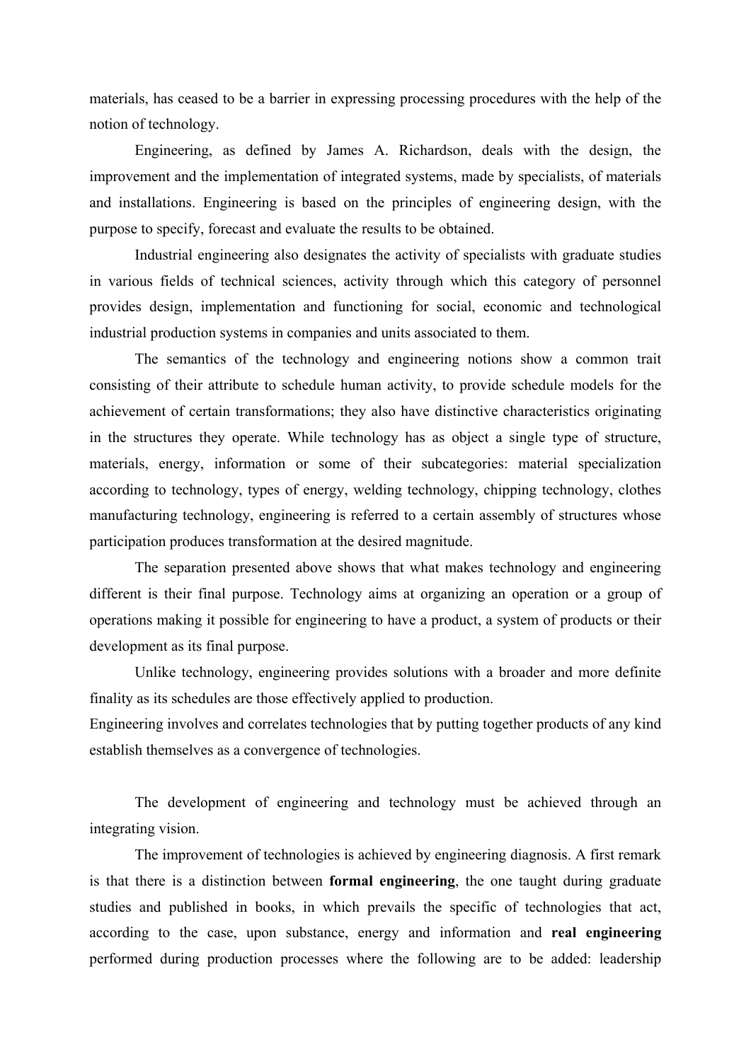materials, has ceased to be a barrier in expressing processing procedures with the help of the notion of technology.

Engineering, as defined by James A. Richardson, deals with the design, the improvement and the implementation of integrated systems, made by specialists, of materials and installations. Engineering is based on the principles of engineering design, with the purpose to specify, forecast and evaluate the results to be obtained.

Industrial engineering also designates the activity of specialists with graduate studies in various fields of technical sciences, activity through which this category of personnel provides design, implementation and functioning for social, economic and technological industrial production systems in companies and units associated to them.

The semantics of the technology and engineering notions show a common trait consisting of their attribute to schedule human activity, to provide schedule models for the achievement of certain transformations; they also have distinctive characteristics originating in the structures they operate. While technology has as object a single type of structure, materials, energy, information or some of their subcategories: material specialization according to technology, types of energy, welding technology, chipping technology, clothes manufacturing technology, engineering is referred to a certain assembly of structures whose participation produces transformation at the desired magnitude.

The separation presented above shows that what makes technology and engineering different is their final purpose. Technology aims at organizing an operation or a group of operations making it possible for engineering to have a product, a system of products or their development as its final purpose.

Unlike technology, engineering provides solutions with a broader and more definite finality as its schedules are those effectively applied to production.

Engineering involves and correlates technologies that by putting together products of any kind establish themselves as a convergence of technologies.

The development of engineering and technology must be achieved through an integrating vision.

The improvement of technologies is achieved by engineering diagnosis. A first remark is that there is a distinction between **formal engineering**, the one taught during graduate studies and published in books, in which prevails the specific of technologies that act, according to the case, upon substance, energy and information and **real engineering** performed during production processes where the following are to be added: leadership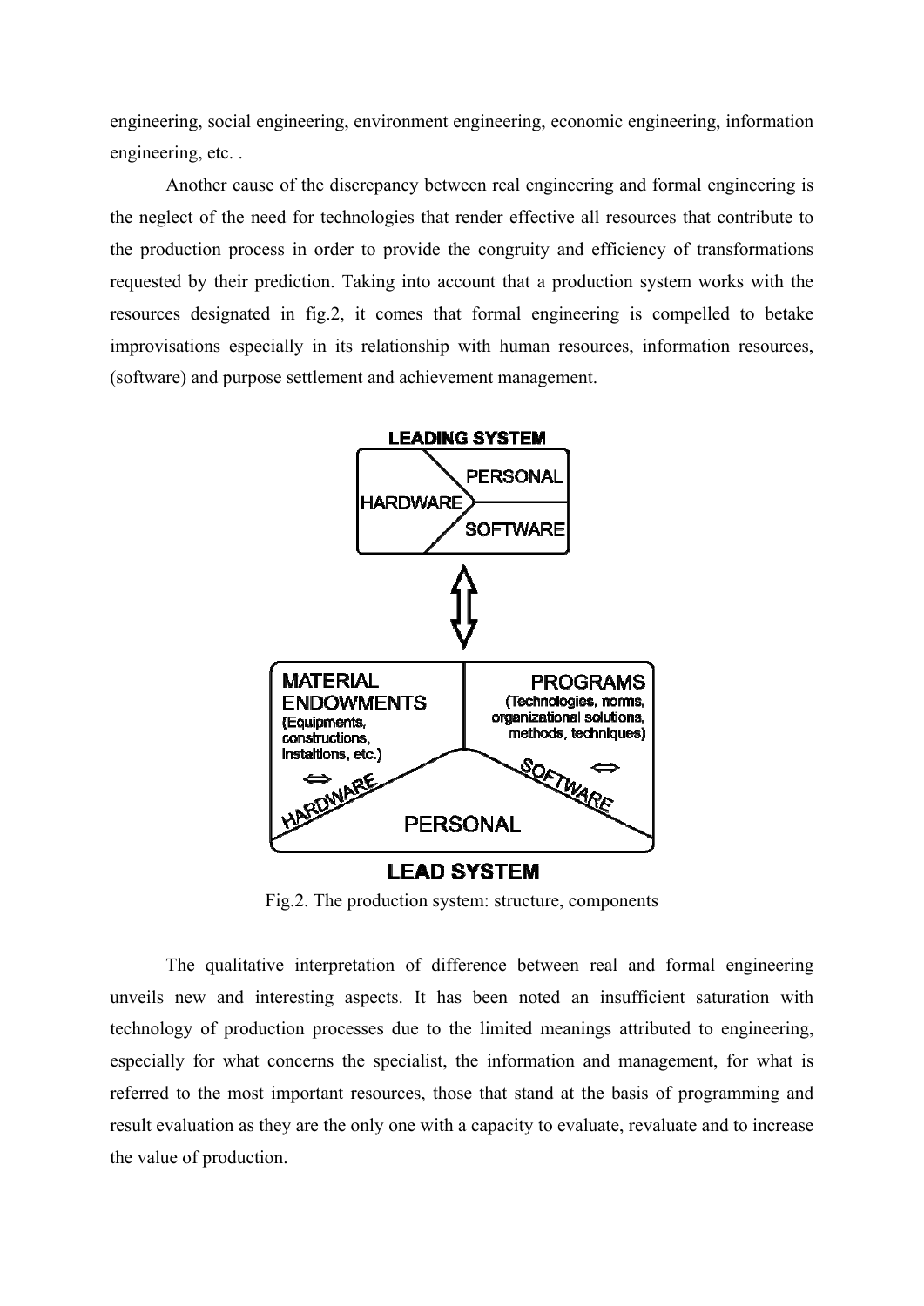engineering, social engineering, environment engineering, economic engineering, information engineering, etc. .

Another cause of the discrepancy between real engineering and formal engineering is the neglect of the need for technologies that render effective all resources that contribute to the production process in order to provide the congruity and efficiency of transformations requested by their prediction. Taking into account that a production system works with the resources designated in fig.2, it comes that formal engineering is compelled to betake improvisations especially in its relationship with human resources, information resources, (software) and purpose settlement and achievement management.

Fig.2. The production system: structure, components

The qualitative interpretation of difference between real and formal engineering unveils new and interesting aspects. It has been noted an insufficient saturation with technology of production processes due to the limited meanings attributed to engineering, especially for what concerns the specialist, the information and management, for what is referred to the most important resources, those that stand at the basis of programming and result evaluation as they are the only one with a capacity to evaluate, revaluate and to increase the value of production.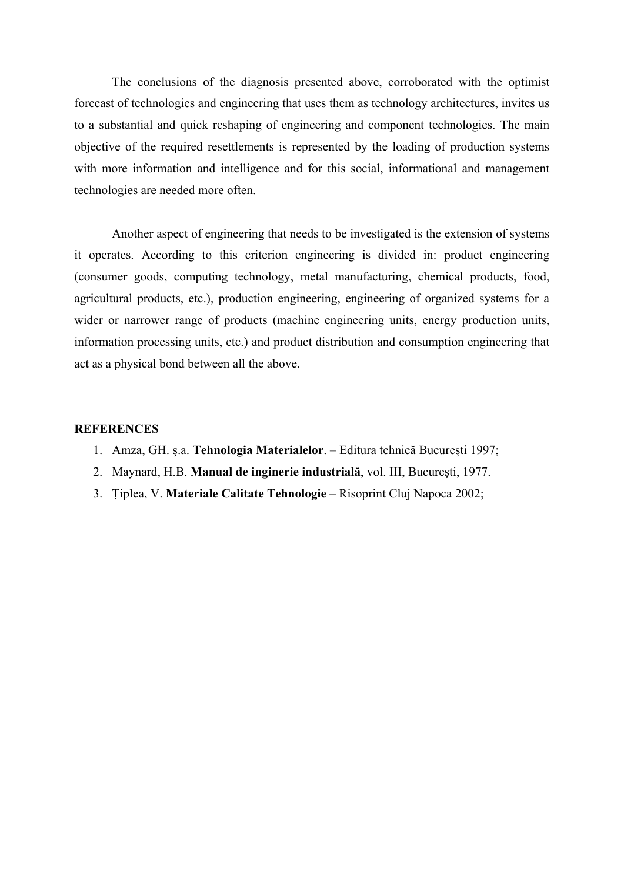The conclusions of the diagnosis presented above, corroborated with the optimist forecast of technologies and engineering that uses them as technology architectures, invites us to a substantial and quick reshaping of engineering and component technologies. The main objective of the required resettlements is represented by the loading of production systems with more information and intelligence and for this social, informational and management technologies are needed more often.

Another aspect of engineering that needs to be investigated is the extension of systems it operates. According to this criterion engineering is divided in: product engineering (consumer goods, computing technology, metal manufacturing, chemical products, food, agricultural products, etc.), production engineering, engineering of organized systems for a wider or narrower range of products (machine engineering units, energy production units, information processing units, etc.) and product distribution and consumption engineering that act as a physical bond between all the above.

## REFERENCES

1. Amza, GH. ş.a. **Tehnologia Materialelor**. – Editura tehnică Bucureşti 1997;
2. Maynard, H.B. **Manual de inginerie industrială**, vol. III, Bucureşti, 1977.
3. Ţiplea, V. **Materiale Calitate Tehnologie** – Risoprint Cluj Napoca 2002;